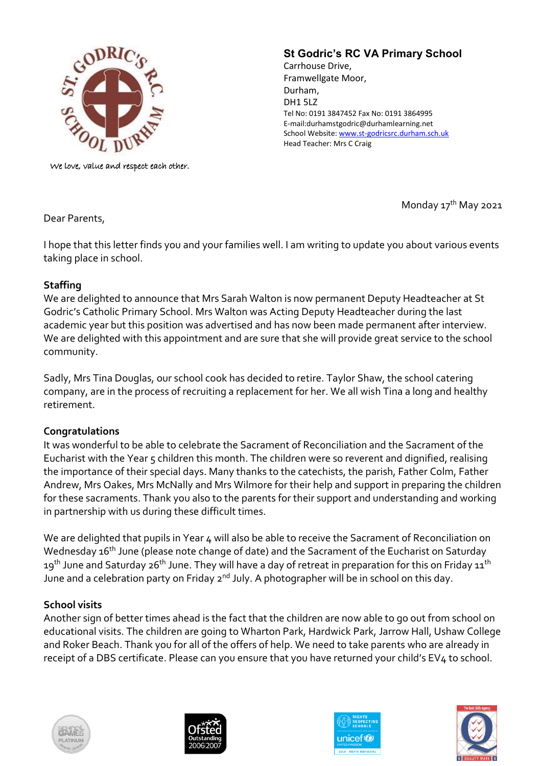We love, value and respect each other.

## St Godric's RC VA Primary School

Carrhouse Drive,
Framwellgate Moor,
Durham,
DH1 5LZ
Tel No: 0191 3847452 Fax No: 0191 3864995
E-mail:durhamstgodric@durhamlearning.net
School Website: www.st-godricsrc.durham.sch.uk
Head Teacher: Mrs C Craig

Monday 17th May 2021

Dear Parents,

I hope that this letter finds you and your families well. I am writing to update you about various events taking place in school.

**Staffing**

We are delighted to announce that Mrs Sarah Walton is now permanent Deputy Headteacher at St Godric's Catholic Primary School. Mrs Walton was Acting Deputy Headteacher during the last academic year but this position was advertised and has now been made permanent after interview. We are delighted with this appointment and are sure that she will provide great service to the school community.

Sadly, Mrs Tina Douglas, our school cook has decided to retire. Taylor Shaw, the school catering company, are in the process of recruiting a replacement for her. We all wish Tina a long and healthy retirement.

**Congratulations**

It was wonderful to be able to celebrate the Sacrament of Reconciliation and the Sacrament of the Eucharist with the Year 5 children this month. The children were so reverent and dignified, realising the importance of their special days. Many thanks to the catechists, the parish, Father Colm, Father Andrew, Mrs Oakes, Mrs McNally and Mrs Wilmore for their help and support in preparing the children for these sacraments. Thank you also to the parents for their support and understanding and working in partnership with us during these difficult times.

We are delighted that pupils in Year 4 will also be able to receive the Sacrament of Reconciliation on Wednesday 16th June (please note change of date) and the Sacrament of the Eucharist on Saturday 19th June and Saturday 26th June. They will have a day of retreat in preparation for this on Friday 11th June and a celebration party on Friday 2nd July. A photographer will be in school on this day.

**School visits**

Another sign of better times ahead is the fact that the children are now able to go out from school on educational visits. The children are going to Wharton Park, Hardwick Park, Jarrow Hall, Ushaw College and Roker Beach. Thank you for all of the offers of help. We need to take parents who are already in receipt of a DBS certificate. Please can you ensure that you have returned your child's EV4 to school.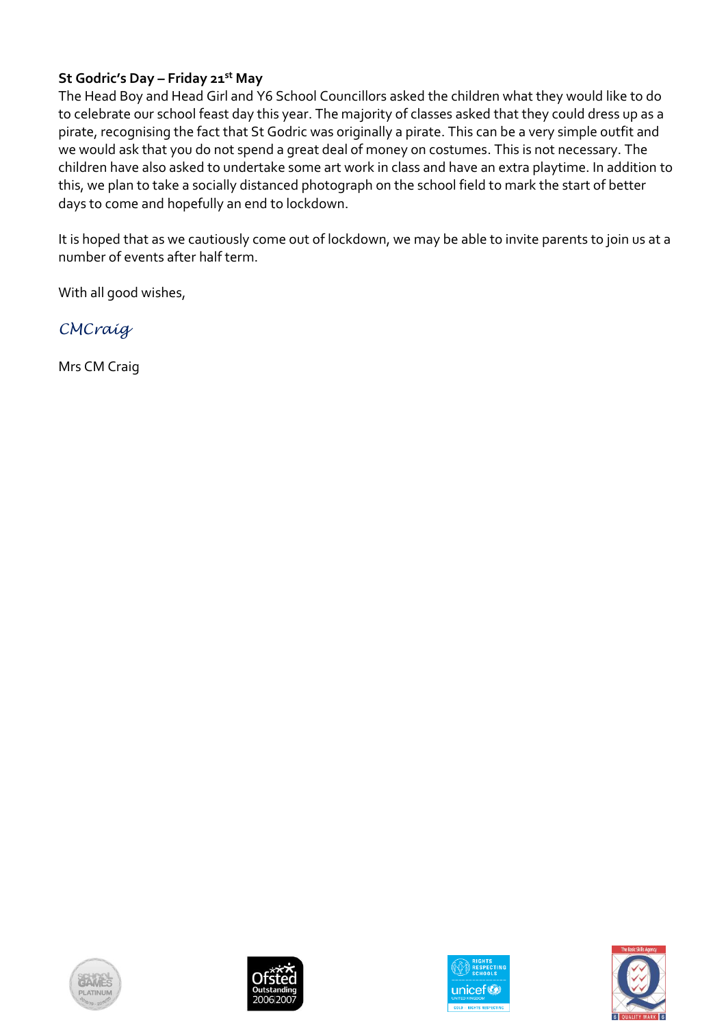**St Godric's Day – Friday 21st May**

The Head Boy and Head Girl and Y6 School Councillors asked the children what they would like to do to celebrate our school feast day this year. The majority of classes asked that they could dress up as a pirate, recognising the fact that St Godric was originally a pirate. This can be a very simple outfit and we would ask that you do not spend a great deal of money on costumes. This is not necessary. The children have also asked to undertake some art work in class and have an extra playtime. In addition to this, we plan to take a socially distanced photograph on the school field to mark the start of better days to come and hopefully an end to lockdown.

It is hoped that as we cautiously come out of lockdown, we may be able to invite parents to join us at a number of events after half term.

With all good wishes,

*CMCraig*

Mrs CM Craig